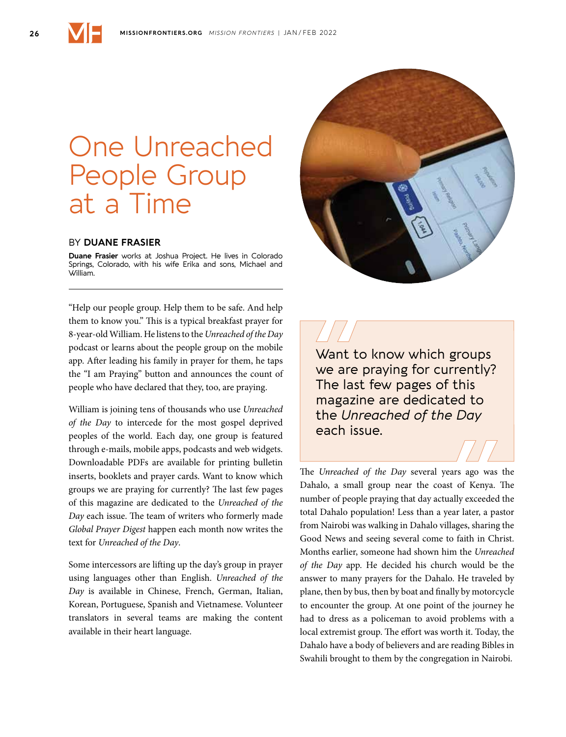# One Unreached People Group at a Time

BY **DUANE FRASIER**

**Duane Frasier** works at Joshua Project. He lives in Colorado Springs, Colorado, with his wife Erika and sons, Michael and William.

"Help our people group. Help them to be safe. And help them to know you." This is a typical breakfast prayer for 8-year-old William. He listens to the *Unreached of the Day* podcast or learns about the people group on the mobile app. After leading his family in prayer for them, he taps the "I am Praying" button and announces the count of people who have declared that they, too, are praying.

William is joining tens of thousands who use *Unreached of the Day* to intercede for the most gospel deprived peoples of the world. Each day, one group is featured through e-mails, mobile apps, podcasts and web widgets. Downloadable PDFs are available for printing bulletin inserts, booklets and prayer cards. Want to know which groups we are praying for currently? The last few pages of this magazine are dedicated to the *Unreached of the Day* each issue. The team of writers who formerly made *Global Prayer Digest* happen each month now writes the text for *Unreached of the Day*.

Some intercessors are lifting up the day's group in prayer using languages other than English. *Unreached of the Day* is available in Chinese, French, German, Italian, Korean, Portuguese, Spanish and Vietnamese. Volunteer translators in several teams are making the content available in their heart language.

> Want to know which groups we are praying for currently? The last few pages of this magazine are dedicated to the *Unreached of the Day* each issue.

The *Unreached of the Day* several years ago was the Dahalo, a small group near the coast of Kenya. The number of people praying that day actually exceeded the total Dahalo population! Less than a year later, a pastor from Nairobi was walking in Dahalo villages, sharing the Good News and seeing several come to faith in Christ. Months earlier, someone had shown him the *Unreached of the Day* app. He decided his church would be the answer to many prayers for the Dahalo. He traveled by plane, then by bus, then by boat and finally by motorcycle to encounter the group. At one point of the journey he had to dress as a policeman to avoid problems with a local extremist group. The effort was worth it. Today, the Dahalo have a body of believers and are reading Bibles in Swahili brought to them by the congregation in Nairobi.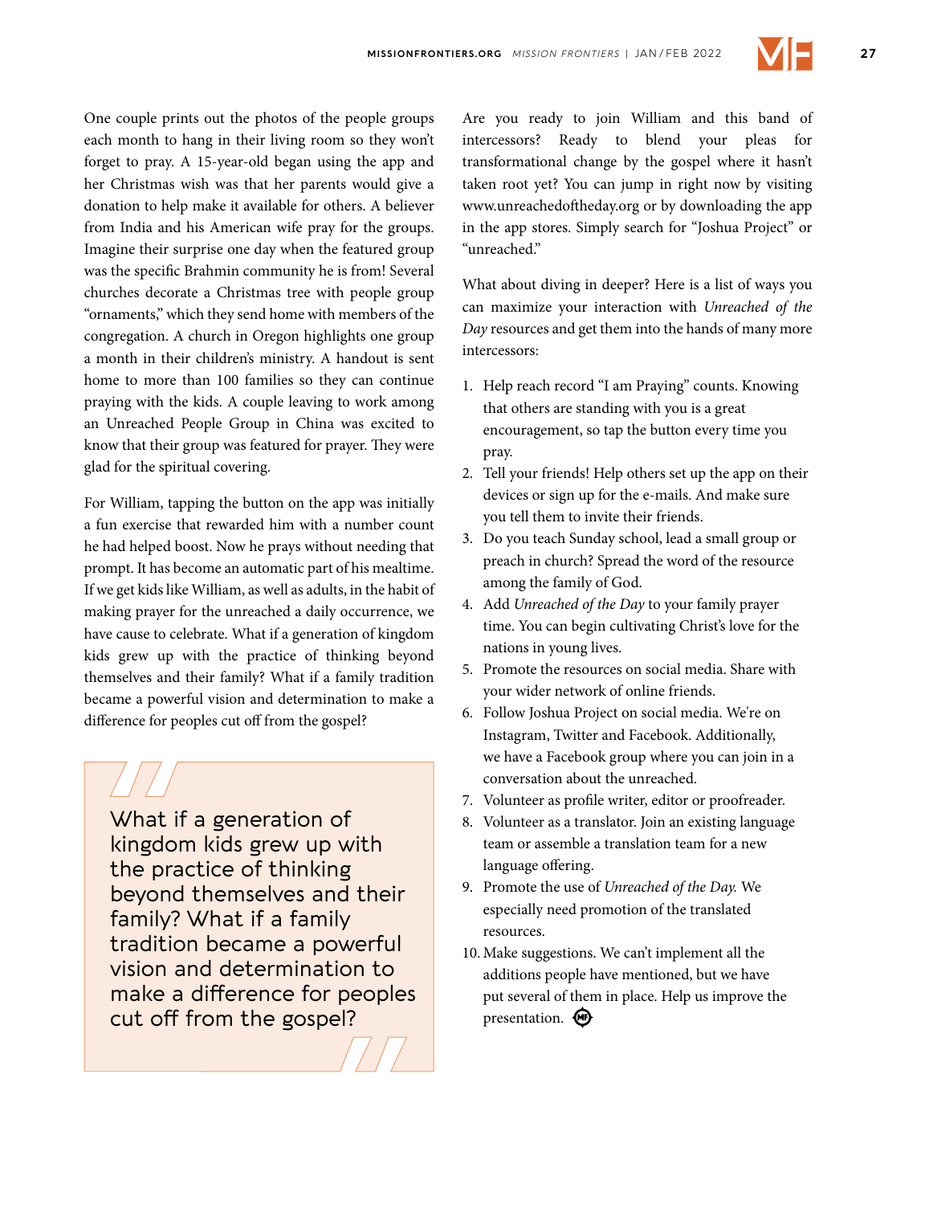One couple prints out the photos of the people groups each month to hang in their living room so they won't forget to pray. A 15-year-old began using the app and her Christmas wish was that her parents would give a donation to help make it available for others. A believer from India and his American wife pray for the groups. Imagine their surprise one day when the featured group was the specific Brahmin community he is from! Several churches decorate a Christmas tree with people group "ornaments," which they send home with members of the congregation. A church in Oregon highlights one group a month in their children's ministry. A handout is sent home to more than 100 families so they can continue praying with the kids. A couple leaving to work among an Unreached People Group in China was excited to know that their group was featured for prayer. They were glad for the spiritual covering.

For William, tapping the button on the app was initially a fun exercise that rewarded him with a number count he had helped boost. Now he prays without needing that prompt. It has become an automatic part of his mealtime. If we get kids like William, as well as adults, in the habit of making prayer for the unreached a daily occurrence, we have cause to celebrate. What if a generation of kingdom kids grew up with the practice of thinking beyond themselves and their family? What if a family tradition became a powerful vision and determination to make a difference for peoples cut off from the gospel?

> What if a generation of kingdom kids grew up with the practice of thinking beyond themselves and their family? What if a family tradition became a powerful vision and determination to make a difference for peoples cut off from the gospel?

Are you ready to join William and this band of intercessors? Ready to blend your pleas for transformational change by the gospel where it hasn't taken root yet? You can jump in right now by visiting www.unreachedoftheday.org or by downloading the app in the app stores. Simply search for "Joshua Project" or "unreached."

What about diving in deeper? Here is a list of ways you can maximize your interaction with *Unreached of the Day* resources and get them into the hands of many more intercessors:

1. Help reach record "I am Praying" counts. Knowing that others are standing with you is a great encouragement, so tap the button every time you pray.
2. Tell your friends! Help others set up the app on their devices or sign up for the e-mails. And make sure you tell them to invite their friends.
3. Do you teach Sunday school, lead a small group or preach in church? Spread the word of the resource among the family of God.
4. Add *Unreached of the Day* to your family prayer time. You can begin cultivating Christ's love for the nations in young lives.
5. Promote the resources on social media. Share with your wider network of online friends.
6. Follow Joshua Project on social media. We're on Instagram, Twitter and Facebook. Additionally, we have a Facebook group where you can join in a conversation about the unreached.
7. Volunteer as profile writer, editor or proofreader.
8. Volunteer as a translator. Join an existing language team or assemble a translation team for a new language offering.
9. Promote the use of *Unreached of the Day.* We especially need promotion of the translated resources.
10. Make suggestions. We can't implement all the additions people have mentioned, but we have put several of them in place. Help us improve the presentation.